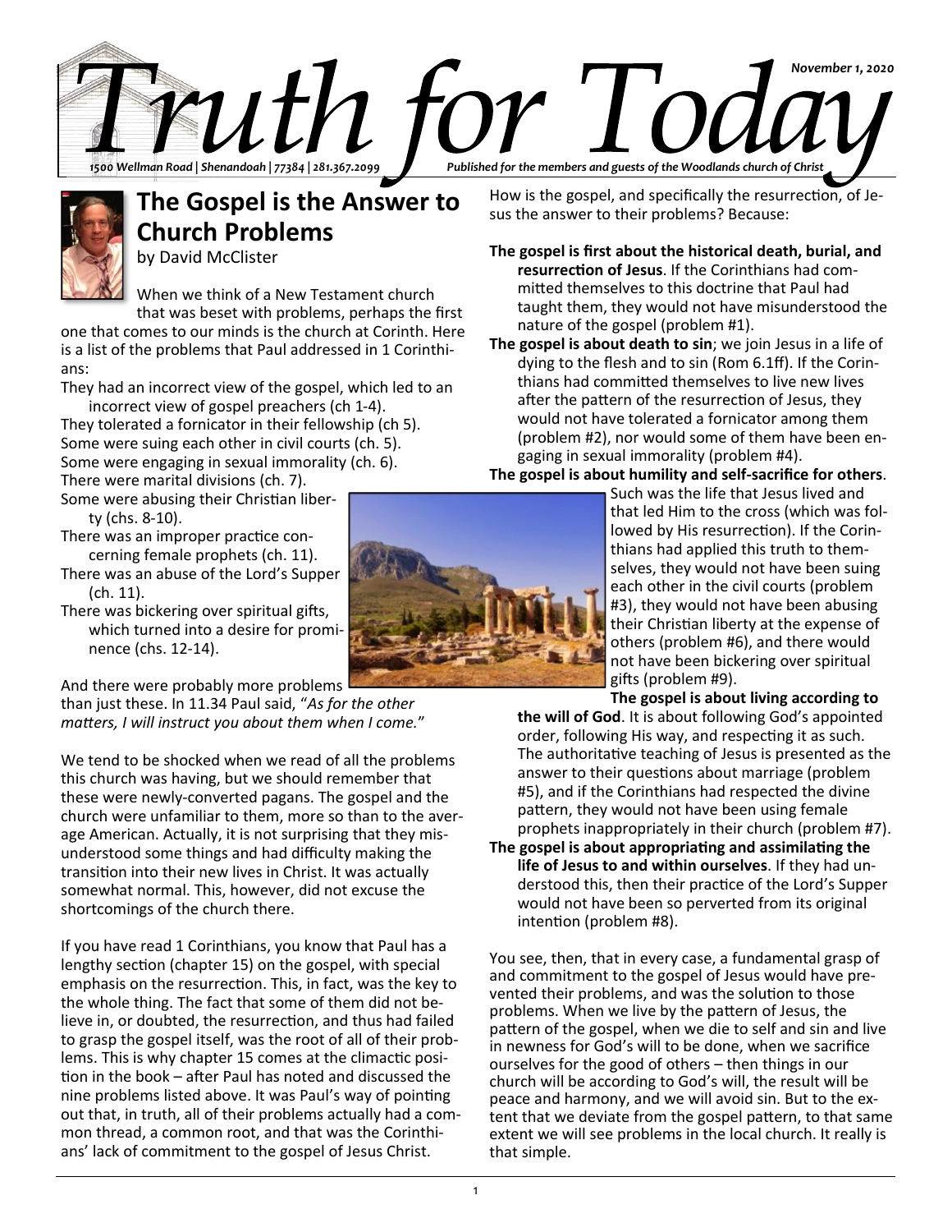# Truth for Today

November 1, 2020

1500 Wellman Road | Shenandoah | 77384 | 281.367.2099

Published for the members and guests of the Woodlands church of Christ

## The Gospel is the Answer to Church Problems

by David McClister

When we think of a New Testament church that was beset with problems, perhaps the first one that comes to our minds is the church at Corinth. Here is a list of the problems that Paul addressed in 1 Corinthians:

They had an incorrect view of the gospel, which led to an incorrect view of gospel preachers (ch 1-4).
They tolerated a fornicator in their fellowship (ch 5).
Some were suing each other in civil courts (ch. 5).
Some were engaging in sexual immorality (ch. 6).
There were marital divisions (ch. 7).
Some were abusing their Christian liberty (chs. 8-10).
There was an improper practice concerning female prophets (ch. 11).
There was an abuse of the Lord's Supper (ch. 11).
There was bickering over spiritual gifts, which turned into a desire for prominence (chs. 12-14).

And there were probably more problems than just these. In 11.34 Paul said, "*As for the other matters, I will instruct you about them when I come.*"

We tend to be shocked when we read of all the problems this church was having, but we should remember that these were newly-converted pagans. The gospel and the church were unfamiliar to them, more so than to the average American. Actually, it is not surprising that they misunderstood some things and had difficulty making the transition into their new lives in Christ. It was actually somewhat normal. This, however, did not excuse the shortcomings of the church there.

If you have read 1 Corinthians, you know that Paul has a lengthy section (chapter 15) on the gospel, with special emphasis on the resurrection. This, in fact, was the key to the whole thing. The fact that some of them did not believe in, or doubted, the resurrection, and thus had failed to grasp the gospel itself, was the root of all of their problems. This is why chapter 15 comes at the climactic position in the book – after Paul has noted and discussed the nine problems listed above. It was Paul's way of pointing out that, in truth, all of their problems actually had a common thread, a common root, and that was the Corinthians' lack of commitment to the gospel of Jesus Christ.

How is the gospel, and specifically the resurrection, of Jesus the answer to their problems? Because:

**The gospel is first about the historical death, burial, and resurrection of Jesus**. If the Corinthians had committed themselves to this doctrine that Paul had taught them, they would not have misunderstood the nature of the gospel (problem #1).

**The gospel is about death to sin**; we join Jesus in a life of dying to the flesh and to sin (Rom 6.1ff). If the Corinthians had committed themselves to live new lives after the pattern of the resurrection of Jesus, they would not have tolerated a fornicator among them (problem #2), nor would some of them have been engaging in sexual immorality (problem #4).

**The gospel is about humility and self-sacrifice for others**. Such was the life that Jesus lived and that led Him to the cross (which was followed by His resurrection). If the Corinthians had applied this truth to themselves, they would not have been suing each other in the civil courts (problem #3), they would not have been abusing their Christian liberty at the expense of others (problem #6), and there would not have been bickering over spiritual gifts (problem #9).

**The gospel is about living according to the will of God**. It is about following God's appointed order, following His way, and respecting it as such. The authoritative teaching of Jesus is presented as the answer to their questions about marriage (problem #5), and if the Corinthians had respected the divine pattern, they would not have been using female prophets inappropriately in their church (problem #7).

**The gospel is about appropriating and assimilating the life of Jesus to and within ourselves**. If they had understood this, then their practice of the Lord's Supper would not have been so perverted from its original intention (problem #8).

You see, then, that in every case, a fundamental grasp of and commitment to the gospel of Jesus would have prevented their problems, and was the solution to those problems. When we live by the pattern of Jesus, the pattern of the gospel, when we die to self and sin and live in newness for God's will to be done, when we sacrifice ourselves for the good of others – then things in our church will be according to God's will, the result will be peace and harmony, and we will avoid sin. But to the extent that we deviate from the gospel pattern, to that same extent we will see problems in the local church. It really is that simple.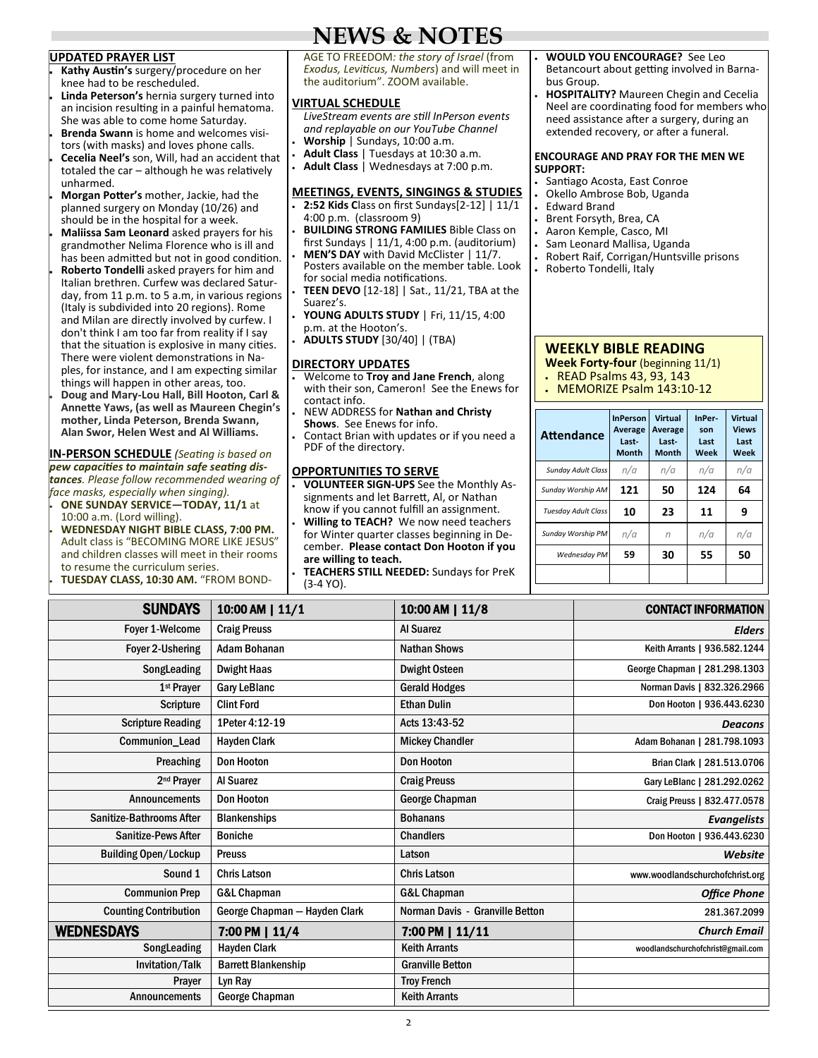# NEWS & NOTES

## UPDATED PRAYER LIST

- **Kathy Austin's** surgery/procedure on her knee had to be rescheduled.
- **Linda Peterson's** hernia surgery turned into an incision resulting in a painful hematoma. She was able to come home Saturday.
- **Brenda Swann** is home and welcomes visitors (with masks) and loves phone calls.
- **Cecelia Neel's** son, Will, had an accident that totaled the car – although he was relatively unharmed.
- **Morgan Potter's** mother, Jackie, had the planned surgery on Monday (10/26) and should be in the hospital for a week.
- **Maliissa Sam Leonard** asked prayers for his grandmother Nelima Florence who is ill and has been admitted but not in good condition.
- **Roberto Tondelli** asked prayers for him and Italian brethren. Curfew was declared Saturday, from 11 p.m. to 5 a.m, in various regions (Italy is subdivided into 20 regions). Rome and Milan are directly involved by curfew. I don't think I am too far from reality if I say that the situation is explosive in many cities. There were violent demonstrations in Naples, for instance, and I am expecting similar things will happen in other areas, too.
- **Doug and Mary-Lou Hall, Bill Hooton, Carl & Annette Yaws, (as well as Maureen Chegin's mother, Linda Peterson, Brenda Swann, Alan Swor, Helen West and Al Williams.**

## IN-PERSON SCHEDULE

*(Seating is based on **pew capacities to maintain safe seating distances**. Please follow recommended wearing of face masks, especially when singing).*

- **ONE SUNDAY SERVICE—TODAY, 11/1** at 10:00 a.m. (Lord willing).
- **WEDNESDAY NIGHT BIBLE CLASS, 7:00 PM.** Adult class is "BECOMING MORE LIKE JESUS" and children classes will meet in their rooms to resume the curriculum series.
- **TUESDAY CLASS, 10:30 AM.** "FROM BONDAGE TO FREEDOM: *the story of Israel* (from *Exodus, Leviticus, Numbers*) and will meet in the auditorium". ZOOM available.

## VIRTUAL SCHEDULE

*LiveStream events are still InPerson events and replayable on our YouTube Channel*

- **Worship** | Sundays, 10:00 a.m.
- **Adult Class** | Tuesdays at 10:30 a.m.
- **Adult Class** | Wednesdays at 7:00 p.m.

## MEETINGS, EVENTS, SINGINGS & STUDIES

- **2:52 Kids C**lass on first Sundays[2-12] | 11/1 4:00 p.m. (classroom 9)
- **BUILDING STRONG FAMILIES** Bible Class on first Sundays | 11/1, 4:00 p.m. (auditorium)
- **MEN'S DAY** with David McClister | 11/7. Posters available on the member table. Look for social media notifications.
- **TEEN DEVO** [12-18] | Sat., 11/21, TBA at the Suarez's.
- **YOUNG ADULTS STUDY** | Fri, 11/15, 4:00 p.m. at the Hooton's.
- **ADULTS STUDY** [30/40] | (TBA)

## DIRECTORY UPDATES

- Welcome to **Troy and Jane French**, along with their son, Cameron! See the Enews for contact info.
- NEW ADDRESS for **Nathan and Christy Shows**. See Enews for info.
- Contact Brian with updates or if you need a PDF of the directory.

## OPPORTUNITIES TO SERVE

- **VOLUNTEER SIGN-UPS** See the Monthly Assignments and let Barrett, Al, or Nathan know if you cannot fulfill an assignment.
- **Willing to TEACH?** We now need teachers for Winter quarter classes beginning in December. **Please contact Don Hooton if you are willing to teach.**
- **TEACHERS STILL NEEDED:** Sundays for PreK (3-4 YO).

- **WOULD YOU ENCOURAGE?** See Leo Betancourt about getting involved in Barnabus Group.
- **HOSPITALITY?** Maureen Chegin and Cecelia Neel are coordinating food for members who need assistance after a surgery, during an extended recovery, or after a funeral.

## ENCOURAGE AND PRAY FOR THE MEN WE SUPPORT:

- Santiago Acosta, East Conroe
- Okello Ambrose Bob, Uganda
- Edward Brand
- Brent Forsyth, Brea, CA
- Aaron Kemple, Casco, MI
- Sam Leonard Mallisa, Uganda
- Robert Raif, Corrigan/Huntsville prisons
- Roberto Tondelli, Italy

## WEEKLY BIBLE READING

**Week Forty-four** (beginning 11/1)

- READ Psalms 43, 93, 143
- MEMORIZE Psalm 143:10-12

| Attendance | InPerson Average Last-Month | Virtual Average Last-Month | InPerson Last Week | Virtual Views Last Week |
|---|---|---|---|---|
| *Sunday Adult Class* | *n/a* | *n/a* | *n/a* | *n/a* |
| *Sunday Worship AM* | **121** | **50** | **124** | **64** |
| *Tuesday Adult Class* | **10** | **23** | **11** | **9** |
| *Sunday Worship PM* | *n/a* | *n* | *n/a* | *n/a* |
| *Wednesday PM* | **59** | **30** | **55** | **50** |

| SUNDAYS | 10:00 AM \| 11/1 | 10:00 AM \| 11/8 |
|---|---|---|
| Foyer 1-Welcome | Craig Preuss | Al Suarez |
| Foyer 2-Ushering | Adam Bohanan | Nathan Shows |
| SongLeading | Dwight Haas | Dwight Osteen |
| 1st Prayer | Gary LeBlanc | Gerald Hodges |
| Scripture | Clint Ford | Ethan Dulin |
| Scripture Reading | 1Peter 4:12-19 | Acts 13:43-52 |
| Communion_Lead | Hayden Clark | Mickey Chandler |
| Preaching | Don Hooton | Don Hooton |
| 2nd Prayer | Al Suarez | Craig Preuss |
| Announcements | Don Hooton | George Chapman |
| Sanitize-Bathrooms After | Blankenships | Bohanans |
| Sanitize-Pews After | Boniche | Chandlers |
| Building Open/Lockup | Preuss | Latson |
| Sound 1 | Chris Latson | Chris Latson |
| Communion Prep | G&L Chapman | G&L Chapman |
| Counting Contribution | George Chapman – Hayden Clark | Norman Davis - Granville Betton |
| **WEDNESDAYS** | **7:00 PM \| 11/4** | **7:00 PM \| 11/11** |
| SongLeading | Hayden Clark | Keith Arrants |
| Invitation/Talk | Barrett Blankenship | Granville Betton |
| Prayer | Lyn Ray | Troy French |
| Announcements | George Chapman | Keith Arrants |

## CONTACT INFORMATION

***Elders***

Keith Arrants | 936.582.1244
George Chapman | 281.298.1303
Norman Davis | 832.326.2966
Don Hooton | 936.443.6230

***Deacons***

Adam Bohanan | 281.798.1093
Brian Clark | 281.513.0706
Gary LeBlanc | 281.292.0262
Craig Preuss | 832.477.0578

***Evangelists***

Don Hooton | 936.443.6230

***Website***

www.woodlandschurchofchrist.org

***Office Phone***

281.367.2099

***Church Email***

woodlandschurchofchrist@gmail.com